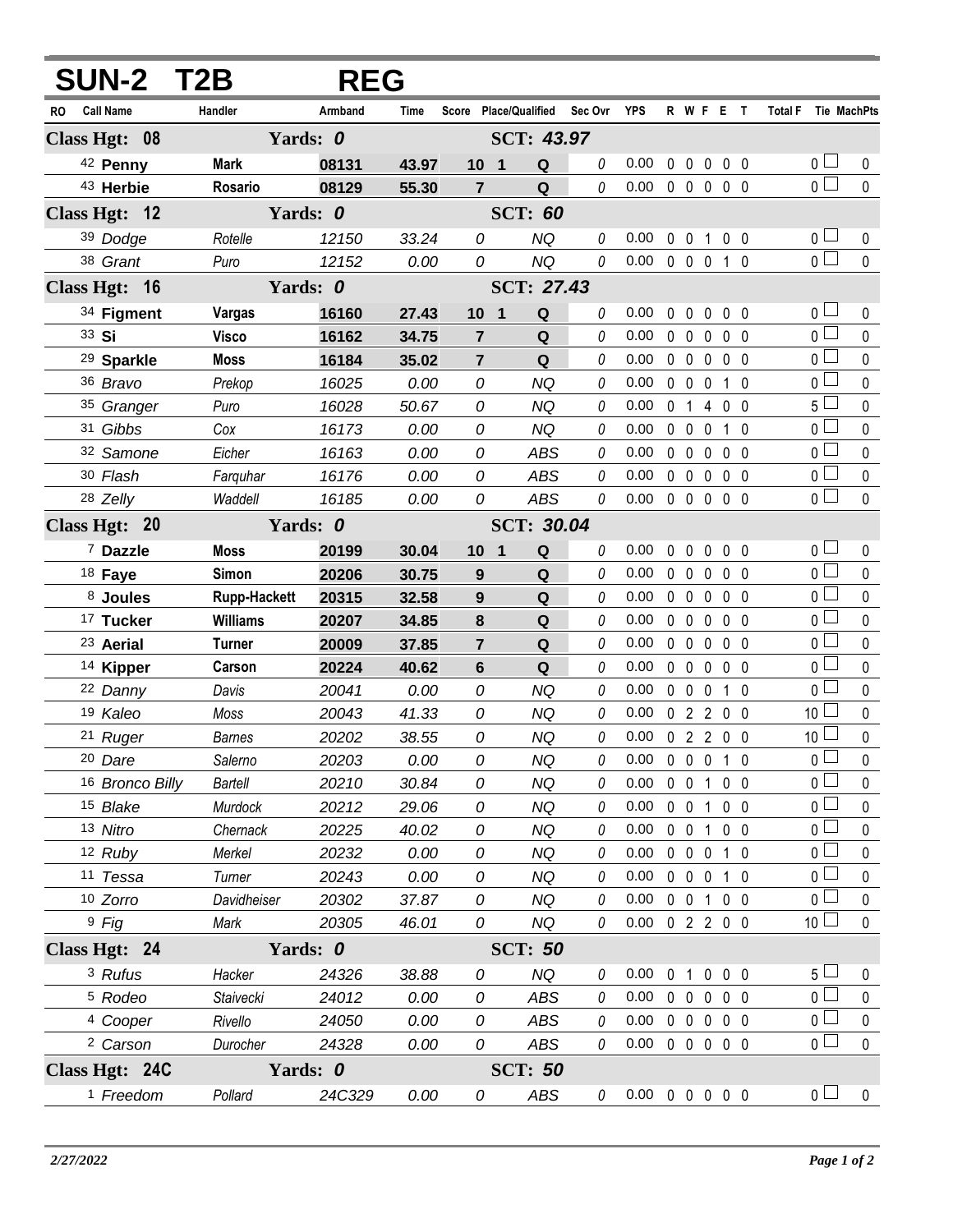# SUN-2 T2B REG

| RO | Call Name | Handler | Armband | Time | Score | Place/Qualified | | Sec Ovr | YPS | R | W | F | E | T | Total F | Tie | MachPts |
|---|---|---|---|---|---|---|---|---|---|---|---|---|---|---|---|---|---|
| **Class Hgt: 08** | | **Yards: 0** | | | | **SCT: 43.97** | | | | | | | | | | | |
| 42 | **Penny** | **Mark** | **08131** | **43.97** | **10** | **1** | **Q** | 0 | 0.00 | 0 | 0 | 0 | 0 | 0 | 0 | | 0 |
| 43 | **Herbie** | **Rosario** | **08129** | **55.30** | **7** | | **Q** | 0 | 0.00 | 0 | 0 | 0 | 0 | 0 | 0 | | 0 |
| **Class Hgt: 12** | | **Yards: 0** | | | | **SCT: 60** | | | | | | | | | | | |
| 39 | *Dodge* | *Rotelle* | *12150* | *33.24* | *0* | | *NQ* | 0 | 0.00 | 0 | 0 | 1 | 0 | 0 | 0 | | 0 |
| 38 | *Grant* | *Puro* | *12152* | *0.00* | *0* | | *NQ* | 0 | 0.00 | 0 | 0 | 0 | 1 | 0 | 0 | | 0 |
| **Class Hgt: 16** | | **Yards: 0** | | | | **SCT: 27.43** | | | | | | | | | | | |
| 34 | **Figment** | **Vargas** | **16160** | **27.43** | **10** | **1** | **Q** | 0 | 0.00 | 0 | 0 | 0 | 0 | 0 | 0 | | 0 |
| 33 | **Si** | **Visco** | **16162** | **34.75** | **7** | | **Q** | 0 | 0.00 | 0 | 0 | 0 | 0 | 0 | 0 | | 0 |
| 29 | **Sparkle** | **Moss** | **16184** | **35.02** | **7** | | **Q** | 0 | 0.00 | 0 | 0 | 0 | 0 | 0 | 0 | | 0 |
| 36 | *Bravo* | *Prekop* | *16025* | *0.00* | *0* | | *NQ* | 0 | 0.00 | 0 | 0 | 0 | 1 | 0 | 0 | | 0 |
| 35 | *Granger* | *Puro* | *16028* | *50.67* | *0* | | *NQ* | 0 | 0.00 | 0 | 1 | 4 | 0 | 0 | 5 | | 0 |
| 31 | *Gibbs* | *Cox* | *16173* | *0.00* | *0* | | *NQ* | 0 | 0.00 | 0 | 0 | 0 | 1 | 0 | 0 | | 0 |
| 32 | *Samone* | *Eicher* | *16163* | *0.00* | *0* | | *ABS* | 0 | 0.00 | 0 | 0 | 0 | 0 | 0 | 0 | | 0 |
| 30 | *Flash* | *Farquhar* | *16176* | *0.00* | *0* | | *ABS* | 0 | 0.00 | 0 | 0 | 0 | 0 | 0 | 0 | | 0 |
| 28 | *Zelly* | *Waddell* | *16185* | *0.00* | *0* | | *ABS* | 0 | 0.00 | 0 | 0 | 0 | 0 | 0 | 0 | | 0 |
| **Class Hgt: 20** | | **Yards: 0** | | | | **SCT: 30.04** | | | | | | | | | | | |
| 7 | **Dazzle** | **Moss** | **20199** | **30.04** | **10** | **1** | **Q** | 0 | 0.00 | 0 | 0 | 0 | 0 | 0 | 0 | | 0 |
| 18 | **Faye** | **Simon** | **20206** | **30.75** | **9** | | **Q** | 0 | 0.00 | 0 | 0 | 0 | 0 | 0 | 0 | | 0 |
| 8 | **Joules** | **Rupp-Hackett** | **20315** | **32.58** | **9** | | **Q** | 0 | 0.00 | 0 | 0 | 0 | 0 | 0 | 0 | | 0 |
| 17 | **Tucker** | **Williams** | **20207** | **34.85** | **8** | | **Q** | 0 | 0.00 | 0 | 0 | 0 | 0 | 0 | 0 | | 0 |
| 23 | **Aerial** | **Turner** | **20009** | **37.85** | **7** | | **Q** | 0 | 0.00 | 0 | 0 | 0 | 0 | 0 | 0 | | 0 |
| 14 | **Kipper** | **Carson** | **20224** | **40.62** | **6** | | **Q** | 0 | 0.00 | 0 | 0 | 0 | 0 | 0 | 0 | | 0 |
| 22 | *Danny* | *Davis* | *20041* | *0.00* | *0* | | *NQ* | 0 | 0.00 | 0 | 0 | 0 | 1 | 0 | 0 | | 0 |
| 19 | *Kaleo* | *Moss* | *20043* | *41.33* | *0* | | *NQ* | 0 | 0.00 | 0 | 2 | 2 | 0 | 0 | 10 | | 0 |
| 21 | *Ruger* | *Barnes* | *20202* | *38.55* | *0* | | *NQ* | 0 | 0.00 | 0 | 2 | 2 | 0 | 0 | 10 | | 0 |
| 20 | *Dare* | *Salerno* | *20203* | *0.00* | *0* | | *NQ* | 0 | 0.00 | 0 | 0 | 0 | 1 | 0 | 0 | | 0 |
| 16 | *Bronco Billy* | *Bartell* | *20210* | *30.84* | *0* | | *NQ* | 0 | 0.00 | 0 | 0 | 1 | 0 | 0 | 0 | | 0 |
| 15 | *Blake* | *Murdock* | *20212* | *29.06* | *0* | | *NQ* | 0 | 0.00 | 0 | 0 | 1 | 0 | 0 | 0 | | 0 |
| 13 | *Nitro* | *Chernack* | *20225* | *40.02* | *0* | | *NQ* | 0 | 0.00 | 0 | 0 | 1 | 0 | 0 | 0 | | 0 |
| 12 | *Ruby* | *Merkel* | *20232* | *0.00* | *0* | | *NQ* | 0 | 0.00 | 0 | 0 | 0 | 1 | 0 | 0 | | 0 |
| 11 | *Tessa* | *Turner* | *20243* | *0.00* | *0* | | *NQ* | 0 | 0.00 | 0 | 0 | 0 | 1 | 0 | 0 | | 0 |
| 10 | *Zorro* | *Davidheiser* | *20302* | *37.87* | *0* | | *NQ* | 0 | 0.00 | 0 | 0 | 1 | 0 | 0 | 0 | | 0 |
| 9 | *Fig* | *Mark* | *20305* | *46.01* | *0* | | *NQ* | 0 | 0.00 | 0 | 2 | 2 | 0 | 0 | 10 | | 0 |
| **Class Hgt: 24** | | **Yards: 0** | | | | **SCT: 50** | | | | | | | | | | | |
| 3 | *Rufus* | *Hacker* | *24326* | *38.88* | *0* | | *NQ* | 0 | 0.00 | 0 | 1 | 0 | 0 | 0 | 5 | | 0 |
| 5 | *Rodeo* | *Staivecki* | *24012* | *0.00* | *0* | | *ABS* | 0 | 0.00 | 0 | 0 | 0 | 0 | 0 | 0 | | 0 |
| 4 | *Cooper* | *Rivello* | *24050* | *0.00* | *0* | | *ABS* | 0 | 0.00 | 0 | 0 | 0 | 0 | 0 | 0 | | 0 |
| 2 | *Carson* | *Durocher* | *24328* | *0.00* | *0* | | *ABS* | 0 | 0.00 | 0 | 0 | 0 | 0 | 0 | 0 | | 0 |
| **Class Hgt: 24C** | | **Yards: 0** | | | | **SCT: 50** | | | | | | | | | | | |
| 1 | *Freedom* | *Pollard* | *24C329* | *0.00* | *0* | | *ABS* | 0 | 0.00 | 0 | 0 | 0 | 0 | 0 | 0 | | 0 |

*2/27/2022*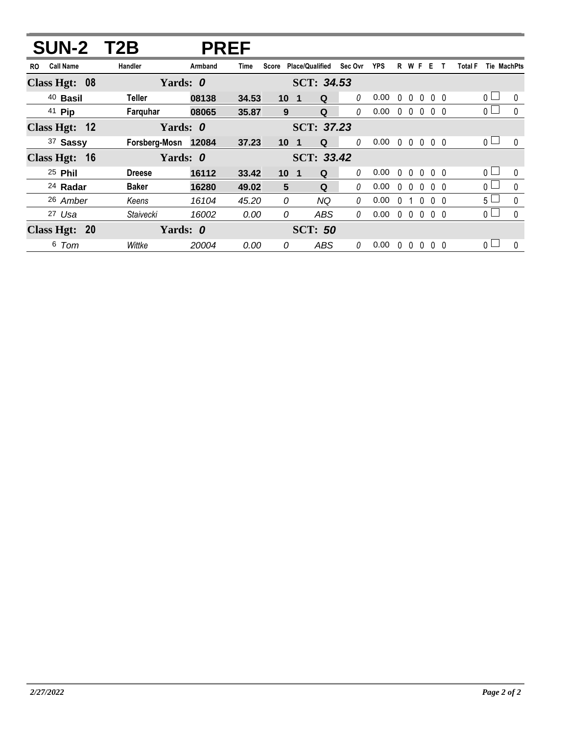# SUN-2 T2B PREF

| RO | Call Name | Handler | Armband | Time | Score | Place/Qualified | | Sec Ovr | YPS | R | W | F | E | T | Total F | Tie | MachPts |
|---|---|---|---|---|---|---|---|---|---|---|---|---|---|---|---|---|---|
| **Class Hgt: 08** | | **Yards: 0** | | | | **SCT: 34.53** | | | | | | | | | | | |
| 40 | **Basil** | **Teller** | **08138** | **34.53** | **10** | **1** | **Q** | 0 | 0.00 | 0 | 0 | 0 | 0 | 0 | 0 | ☐ | 0 |
| 41 | **Pip** | **Farquhar** | **08065** | **35.87** | **9** | | **Q** | 0 | 0.00 | 0 | 0 | 0 | 0 | 0 | 0 | ☐ | 0 |
| **Class Hgt: 12** | | **Yards: 0** | | | | **SCT: 37.23** | | | | | | | | | | | |
| 37 | **Sassy** | **Forsberg-Mosn** | **12084** | **37.23** | **10** | **1** | **Q** | 0 | 0.00 | 0 | 0 | 0 | 0 | 0 | 0 | ☐ | 0 |
| **Class Hgt: 16** | | **Yards: 0** | | | | **SCT: 33.42** | | | | | | | | | | | |
| 25 | **Phil** | **Dreese** | **16112** | **33.42** | **10** | **1** | **Q** | 0 | 0.00 | 0 | 0 | 0 | 0 | 0 | 0 | ☐ | 0 |
| 24 | **Radar** | **Baker** | **16280** | **49.02** | **5** | | **Q** | 0 | 0.00 | 0 | 0 | 0 | 0 | 0 | 0 | ☐ | 0 |
| 26 | *Amber* | *Keens* | *16104* | *45.20* | *0* | | *NQ* | 0 | 0.00 | 0 | 1 | 0 | 0 | 0 | 5 | ☐ | 0 |
| 27 | *Usa* | *Staivecki* | *16002* | *0.00* | *0* | | *ABS* | 0 | 0.00 | 0 | 0 | 0 | 0 | 0 | 0 | ☐ | 0 |
| **Class Hgt: 20** | | **Yards: 0** | | | | **SCT: 50** | | | | | | | | | | | |
| 6 | *Tom* | *Wittke* | *20004* | *0.00* | *0* | | *ABS* | 0 | 0.00 | 0 | 0 | 0 | 0 | 0 | 0 | ☐ | 0 |

*2/27/2022*